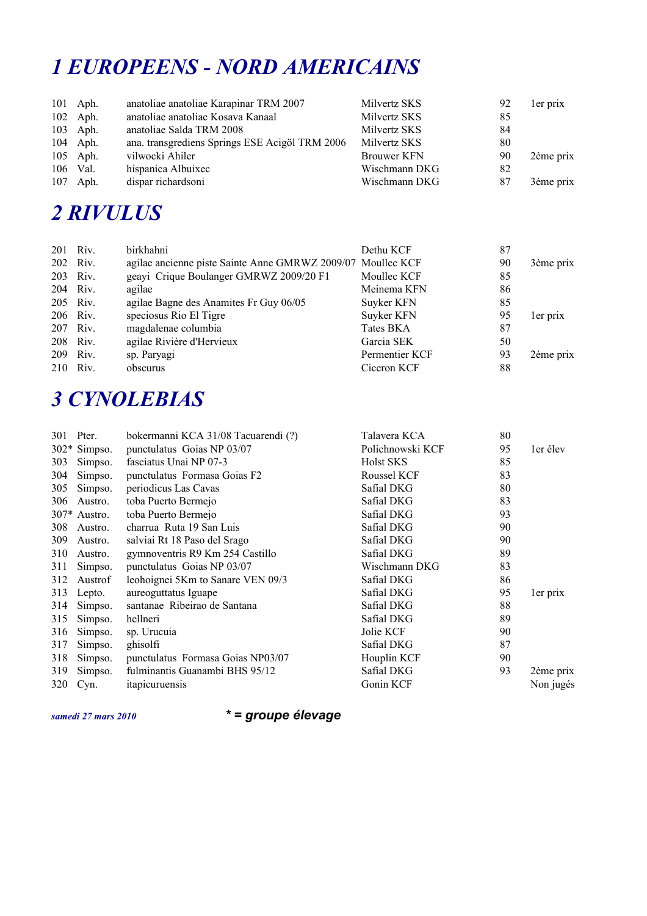# 1 EUROPEENS - NORD AMERICAINS

| | | | | | |
|---|---|---|---|---|---|
| 101 | Aph. | anatoliae anatoliae Karapinar TRM 2007 | Milvertz SKS | 92 | 1er prix |
| 102 | Aph. | anatoliae anatoliae Kosava Kanaal | Milvertz SKS | 85 | |
| 103 | Aph. | anatoliae Salda TRM 2008 | Milvertz SKS | 84 | |
| 104 | Aph. | ana. transgrediens Springs ESE Acigöl TRM 2006 | Milvertz SKS | 80 | |
| 105 | Aph. | vilwocki Ahiler | Brouwer KFN | 90 | 2ème prix |
| 106 | Val. | hispanica Albuixec | Wischmann DKG | 82 | |
| 107 | Aph. | dispar richardsoni | Wischmann DKG | 87 | 3ème prix |

# 2 RIVULUS

| | | | | | |
|---|---|---|---|---|---|
| 201 | Riv. | birkhahni | Dethu KCF | 87 | |
| 202 | Riv. | agilae ancienne piste Sainte Anne GMRWZ 2009/07 | Moullec KCF | 90 | 3ème prix |
| 203 | Riv. | geayi Crique Boulanger GMRWZ 2009/20 F1 | Moullec KCF | 85 | |
| 204 | Riv. | agilae | Meinema KFN | 86 | |
| 205 | Riv. | agilae Bagne des Anamites Fr Guy 06/05 | Suyker KFN | 85 | |
| 206 | Riv. | speciosus Rio El Tigre | Suyker KFN | 95 | 1er prix |
| 207 | Riv. | magdalenae columbia | Tates BKA | 87 | |
| 208 | Riv. | agilae Rivière d'Hervieux | Garcia SEK | 50 | |
| 209 | Riv. | sp. Paryagi | Permentier KCF | 93 | 2ème prix |
| 210 | Riv. | obscurus | Ciceron KCF | 88 | |

# 3 CYNOLEBIAS

| | | | | | |
|---|---|---|---|---|---|
| 301 | Pter. | bokermanni KCA 31/08 Tacuarendi (?) | Talavera KCA | 80 | |
| 302* | Simpso. | punctulatus Goias NP 03/07 | Polichnowski KCF | 95 | 1er élev |
| 303 | Simpso. | fasciatus Unai NP 07-3 | Holst SKS | 85 | |
| 304 | Simpso. | punctulatus Formasa Goias F2 | Roussel KCF | 83 | |
| 305 | Simpso. | periodicus Las Cavas | Safial DKG | 80 | |
| 306 | Austro. | toba Puerto Bermejo | Safial DKG | 83 | |
| 307* | Austro. | toba Puerto Bermejo | Safial DKG | 93 | |
| 308 | Austro. | charrua Ruta 19 San Luis | Safial DKG | 90 | |
| 309 | Austro. | salviai Rt 18 Paso del Srago | Safial DKG | 90 | |
| 310 | Austro. | gymnoventris R9 Km 254 Castillo | Safial DKG | 89 | |
| 311 | Simpso. | punctulatus Goias NP 03/07 | Wischmann DKG | 83 | |
| 312 | Austrof | leohoignei 5Km to Sanare VEN 09/3 | Safial DKG | 86 | |
| 313 | Lepto. | aureoguttatus Iguape | Safial DKG | 95 | 1er prix |
| 314 | Simpso. | santanae Ribeirao de Santana | Safial DKG | 88 | |
| 315 | Simpso. | hellneri | Safial DKG | 89 | |
| 316 | Simpso. | sp. Urucuia | Jolie KCF | 90 | |
| 317 | Simpso. | ghisolfi | Safial DKG | 87 | |
| 318 | Simpso. | punctulatus Formasa Goias NP03/07 | Houplin KCF | 90 | |
| 319 | Simpso. | fulminantis Guanambi BHS 95/12 | Safial DKG | 93 | 2ème prix |
| 320 | Cyn. | itapicuruensis | Gonin KCF | | Non jugés |

*samedi 27 mars 2010*

***** = groupe élevage**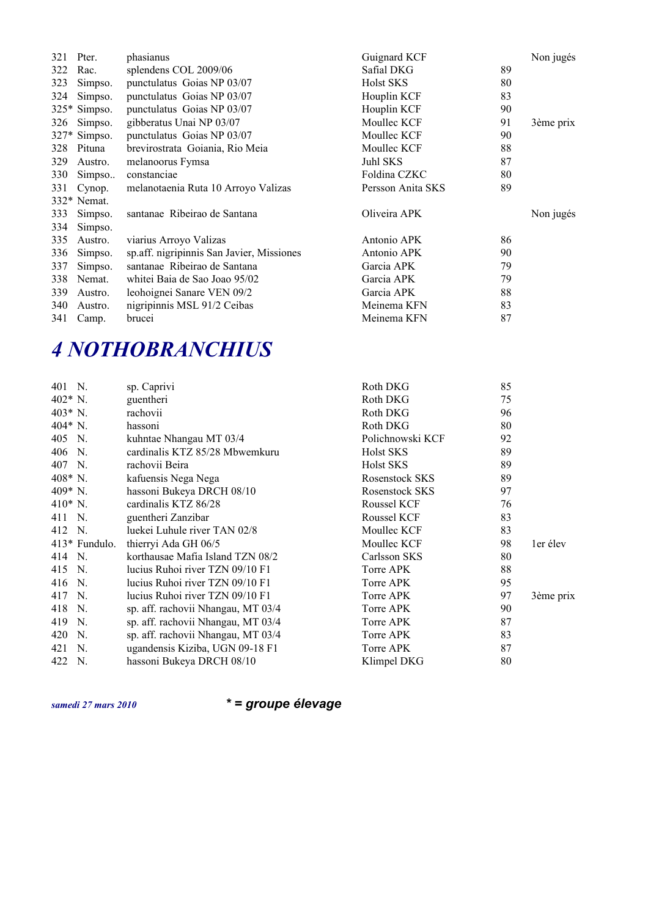| | | | | | |
|---|---|---|---|---|---|
| 321 | Pter. | phasianus | Guignard KCF | | Non jugés |
| 322 | Rac. | splendens COL 2009/06 | Safial DKG | 89 | |
| 323 | Simpso. | punctulatus  Goias NP 03/07 | Holst SKS | 80 | |
| 324 | Simpso. | punctulatus  Goias NP 03/07 | Houplin KCF | 83 | |
| 325* | Simpso. | punctulatus  Goias NP 03/07 | Houplin KCF | 90 | |
| 326 | Simpso. | gibberatus Unai NP 03/07 | Moullec KCF | 91 | 3ème prix |
| 327* | Simpso. | punctulatus  Goias NP 03/07 | Moullec KCF | 90 | |
| 328 | Pituna | brevirostrata  Goiania, Rio Meia | Moullec KCF | 88 | |
| 329 | Austro. | melanoorus Fymsa | Juhl SKS | 87 | |
| 330 | Simpso.. | constanciae | Foldina CZKC | 80 | |
| 331 | Cynop. | melanotaenia Ruta 10 Arroyo Valizas | Persson Anita SKS | 89 | |
| 332* | Nemat. | | | | |
| 333 | Simpso. | santanae  Ribeirao de Santana | Oliveira APK | | Non jugés |
| 334 | Simpso. | | | | |
| 335 | Austro. | viarius Arroyo Valizas | Antonio APK | 86 | |
| 336 | Simpso. | sp.aff. nigripinnis San Javier, Missiones | Antonio APK | 90 | |
| 337 | Simpso. | santanae  Ribeirao de Santana | Garcia APK | 79 | |
| 338 | Nemat. | whitei Baia de Sao Joao 95/02 | Garcia APK | 79 | |
| 339 | Austro. | leohoignei Sanare VEN 09/2 | Garcia APK | 88 | |
| 340 | Austro. | nigripinnis MSL 91/2 Ceibas | Meinema KFN | 83 | |
| 341 | Camp. | brucei | Meinema KFN | 87 | |

## *4 NOTHOBRANCHIUS*

| | | | | | |
|---|---|---|---|---|---|
| 401 | N. | sp. Caprivi | Roth DKG | 85 | |
| 402* | N. | guentheri | Roth DKG | 75 | |
| 403* | N. | rachovii | Roth DKG | 96 | |
| 404* | N. | hassoni | Roth DKG | 80 | |
| 405 | N. | kuhntae Nhangau MT 03/4 | Polichnowski KCF | 92 | |
| 406 | N. | cardinalis KTZ 85/28 Mbwemkuru | Holst SKS | 89 | |
| 407 | N. | rachovii Beira | Holst SKS | 89 | |
| 408* | N. | kafuensis Nega Nega | Rosenstock SKS | 89 | |
| 409* | N. | hassoni Bukeya DRCH 08/10 | Rosenstock SKS | 97 | |
| 410* | N. | cardinalis KTZ 86/28 | Roussel KCF | 76 | |
| 411 | N. | guentheri Zanzibar | Roussel KCF | 83 | |
| 412 | N. | luekei Luhule river TAN 02/8 | Moullec KCF | 83 | |
| 413* | Fundulo. | thierryi Ada GH 06/5 | Moullec KCF | 98 | 1er élev |
| 414 | N. | korthausae Mafia Island TZN 08/2 | Carlsson SKS | 80 | |
| 415 | N. | lucius Ruhoi river TZN 09/10 F1 | Torre APK | 88 | |
| 416 | N. | lucius Ruhoi river TZN 09/10 F1 | Torre APK | 95 | |
| 417 | N. | lucius Ruhoi river TZN 09/10 F1 | Torre APK | 97 | 3ème prix |
| 418 | N. | sp. aff. rachovii Nhangau, MT 03/4 | Torre APK | 90 | |
| 419 | N. | sp. aff. rachovii Nhangau, MT 03/4 | Torre APK | 87 | |
| 420 | N. | sp. aff. rachovii Nhangau, MT 03/4 | Torre APK | 83 | |
| 421 | N. | ugandensis Kiziba, UGN 09-18 F1 | Torre APK | 87 | |
| 422 | N. | hassoni Bukeya DRCH 08/10 | Klimpel DKG | 80 | |

*samedi 27 mars 2010*

***\* = groupe élevage***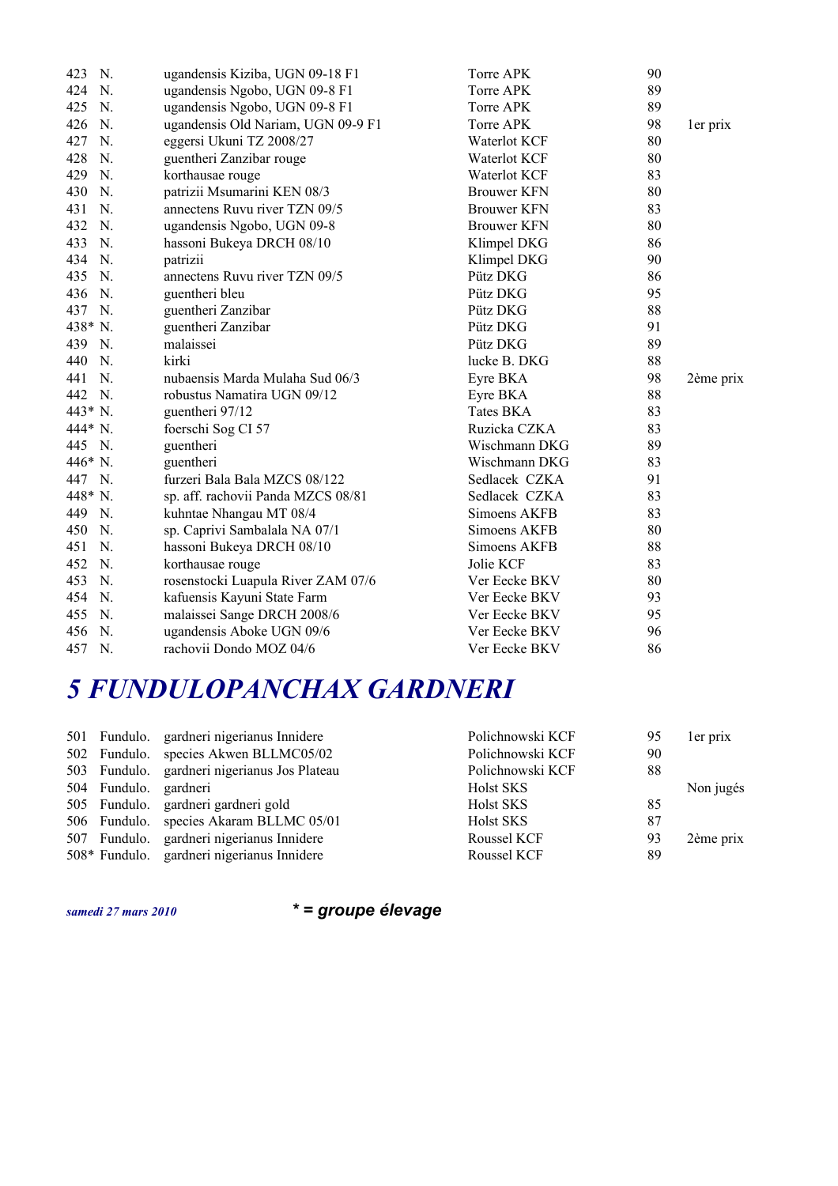| | | | | | |
|---|---|---|---|---|---|
| 423 | N. | ugandensis Kiziba, UGN 09-18 F1 | Torre APK | 90 | |
| 424 | N. | ugandensis Ngobo, UGN 09-8 F1 | Torre APK | 89 | |
| 425 | N. | ugandensis Ngobo, UGN 09-8 F1 | Torre APK | 89 | |
| 426 | N. | ugandensis Old Nariam, UGN 09-9 F1 | Torre APK | 98 | 1er prix |
| 427 | N. | eggersi Ukuni TZ 2008/27 | Waterlot KCF | 80 | |
| 428 | N. | guentheri Zanzibar rouge | Waterlot KCF | 80 | |
| 429 | N. | korthausae rouge | Waterlot KCF | 83 | |
| 430 | N. | patrizii Msumarini KEN 08/3 | Brouwer KFN | 80 | |
| 431 | N. | annectens Ruvu river TZN 09/5 | Brouwer KFN | 83 | |
| 432 | N. | ugandensis Ngobo, UGN 09-8 | Brouwer KFN | 80 | |
| 433 | N. | hassoni Bukeya DRCH 08/10 | Klimpel DKG | 86 | |
| 434 | N. | patrizii | Klimpel DKG | 90 | |
| 435 | N. | annectens Ruvu river TZN 09/5 | Pütz DKG | 86 | |
| 436 | N. | guentheri bleu | Pütz DKG | 95 | |
| 437 | N. | guentheri Zanzibar | Pütz DKG | 88 | |
| 438* | N. | guentheri Zanzibar | Pütz DKG | 91 | |
| 439 | N. | malaissei | Pütz DKG | 89 | |
| 440 | N. | kirki | lucke B. DKG | 88 | |
| 441 | N. | nubaensis Marda Mulaha Sud 06/3 | Eyre BKA | 98 | 2ème prix |
| 442 | N. | robustus Namatira UGN 09/12 | Eyre BKA | 88 | |
| 443* | N. | guentheri 97/12 | Tates BKA | 83 | |
| 444* | N. | foerschi Sog CI 57 | Ruzicka CZKA | 83 | |
| 445 | N. | guentheri | Wischmann DKG | 89 | |
| 446* | N. | guentheri | Wischmann DKG | 83 | |
| 447 | N. | furzeri Bala Bala MZCS 08/122 | Sedlacek CZKA | 91 | |
| 448* | N. | sp. aff. rachovii Panda MZCS 08/81 | Sedlacek CZKA | 83 | |
| 449 | N. | kuhntae Nhangau MT 08/4 | Simoens AKFB | 83 | |
| 450 | N. | sp. Caprivi Sambalala NA 07/1 | Simoens AKFB | 80 | |
| 451 | N. | hassoni Bukeya DRCH 08/10 | Simoens AKFB | 88 | |
| 452 | N. | korthausae rouge | Jolie KCF | 83 | |
| 453 | N. | rosenstocki Luapula River ZAM 07/6 | Ver Eecke BKV | 80 | |
| 454 | N. | kafuensis Kayuni State Farm | Ver Eecke BKV | 93 | |
| 455 | N. | malaissei Sange DRCH 2008/6 | Ver Eecke BKV | 95 | |
| 456 | N. | ugandensis Aboke UGN 09/6 | Ver Eecke BKV | 96 | |
| 457 | N. | rachovii Dondo MOZ 04/6 | Ver Eecke BKV | 86 | |

# *5 FUNDULOPANCHAX GARDNERI*

| | | | | | |
|---|---|---|---|---|---|
| 501 | Fundulo. | gardneri nigerianus Innidere | Polichnowski KCF | 95 | 1er prix |
| 502 | Fundulo. | species Akwen BLLMC05/02 | Polichnowski KCF | 90 | |
| 503 | Fundulo. | gardneri nigerianus Jos Plateau | Polichnowski KCF | 88 | |
| 504 | Fundulo. | gardneri | Holst SKS | | Non jugés |
| 505 | Fundulo. | gardneri gardneri gold | Holst SKS | 85 | |
| 506 | Fundulo. | species Akaram BLLMC 05/01 | Holst SKS | 87 | |
| 507 | Fundulo. | gardneri nigerianus Innidere | Roussel KCF | 93 | 2ème prix |
| 508* | Fundulo. | gardneri nigerianus Innidere | Roussel KCF | 89 | |

***samedi 27 mars 2010*** ***\* = groupe élevage***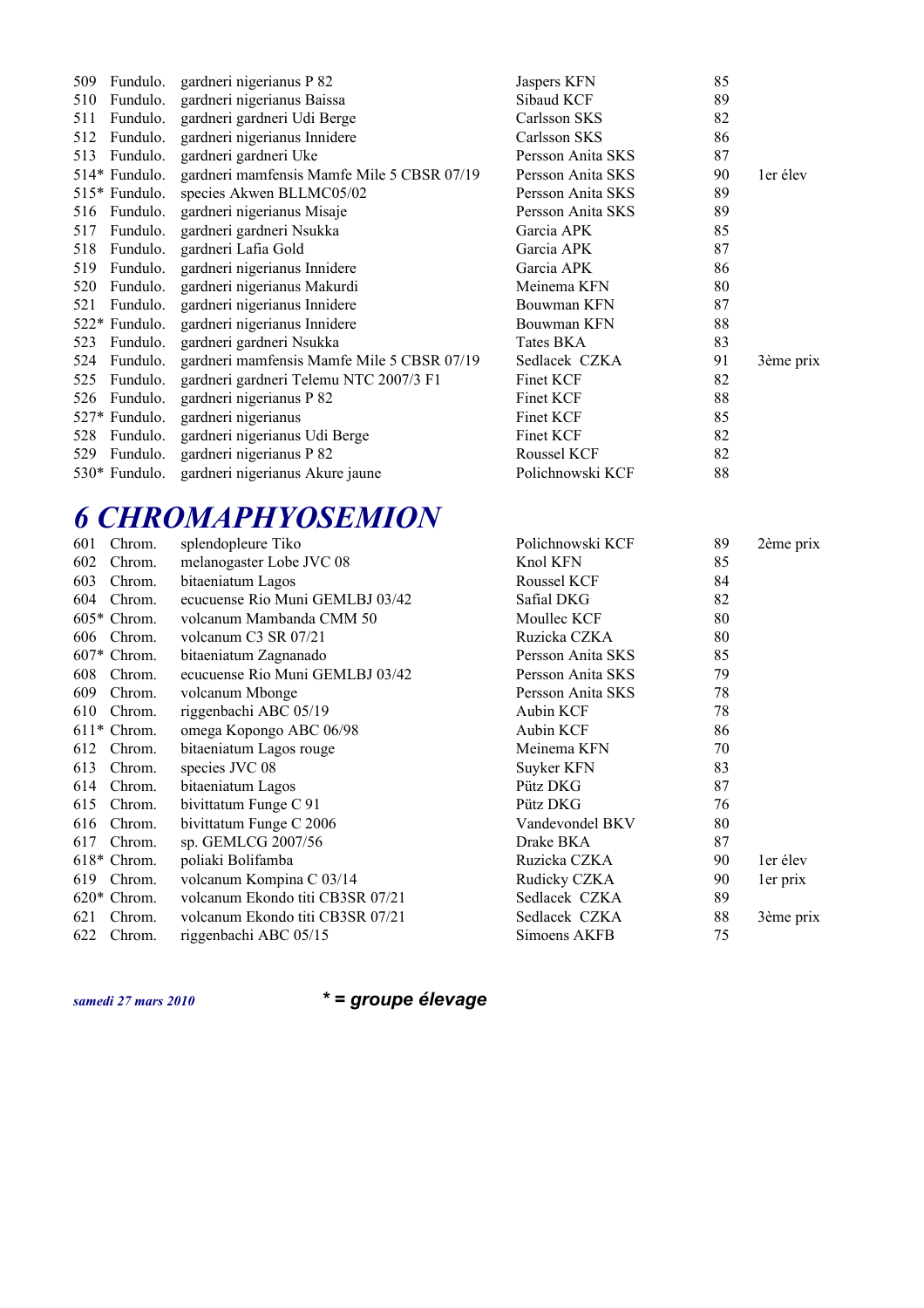| | | | | | |
|---|---|---|---|---|---|
| 509 | Fundulo. | gardneri nigerianus P 82 | Jaspers KFN | 85 | |
| 510 | Fundulo. | gardneri nigerianus Baissa | Sibaud KCF | 89 | |
| 511 | Fundulo. | gardneri gardneri Udi Berge | Carlsson SKS | 82 | |
| 512 | Fundulo. | gardneri nigerianus Innidere | Carlsson SKS | 86 | |
| 513 | Fundulo. | gardneri gardneri Uke | Persson Anita SKS | 87 | |
| 514* | Fundulo. | gardneri mamfensis Mamfe Mile 5 CBSR 07/19 | Persson Anita SKS | 90 | 1er élev |
| 515* | Fundulo. | species Akwen BLLMC05/02 | Persson Anita SKS | 89 | |
| 516 | Fundulo. | gardneri nigerianus Misaje | Persson Anita SKS | 89 | |
| 517 | Fundulo. | gardneri gardneri Nsukka | Garcia APK | 85 | |
| 518 | Fundulo. | gardneri Lafia Gold | Garcia APK | 87 | |
| 519 | Fundulo. | gardneri nigerianus Innidere | Garcia APK | 86 | |
| 520 | Fundulo. | gardneri nigerianus Makurdi | Meinema KFN | 80 | |
| 521 | Fundulo. | gardneri nigerianus Innidere | Bouwman KFN | 87 | |
| 522* | Fundulo. | gardneri nigerianus Innidere | Bouwman KFN | 88 | |
| 523 | Fundulo. | gardneri gardneri Nsukka | Tates BKA | 83 | |
| 524 | Fundulo. | gardneri mamfensis Mamfe Mile 5 CBSR 07/19 | Sedlacek CZKA | 91 | 3ème prix |
| 525 | Fundulo. | gardneri gardneri Telemu NTC 2007/3 F1 | Finet KCF | 82 | |
| 526 | Fundulo. | gardneri nigerianus P 82 | Finet KCF | 88 | |
| 527* | Fundulo. | gardneri nigerianus | Finet KCF | 85 | |
| 528 | Fundulo. | gardneri nigerianus Udi Berge | Finet KCF | 82 | |
| 529 | Fundulo. | gardneri nigerianus P 82 | Roussel KCF | 82 | |
| 530* | Fundulo. | gardneri nigerianus Akure jaune | Polichnowski KCF | 88 | |

# *6 CHROMAPHYOSEMION*

| | | | | | |
|---|---|---|---|---|---|
| 601 | Chrom. | splendopleure Tiko | Polichnowski KCF | 89 | 2ème prix |
| 602 | Chrom. | melanogaster Lobe JVC 08 | Knol KFN | 85 | |
| 603 | Chrom. | bitaeniatum Lagos | Roussel KCF | 84 | |
| 604 | Chrom. | ecucuense Rio Muni GEMLBJ 03/42 | Safial DKG | 82 | |
| 605* | Chrom. | volcanum Mambanda CMM 50 | Moullec KCF | 80 | |
| 606 | Chrom. | volcanum C3 SR 07/21 | Ruzicka CZKA | 80 | |
| 607* | Chrom. | bitaeniatum Zagnanado | Persson Anita SKS | 85 | |
| 608 | Chrom. | ecucuense Rio Muni GEMLBJ 03/42 | Persson Anita SKS | 79 | |
| 609 | Chrom. | volcanum Mbonge | Persson Anita SKS | 78 | |
| 610 | Chrom. | riggenbachi ABC 05/19 | Aubin KCF | 78 | |
| 611* | Chrom. | omega Kopongo ABC 06/98 | Aubin KCF | 86 | |
| 612 | Chrom. | bitaeniatum Lagos rouge | Meinema KFN | 70 | |
| 613 | Chrom. | species JVC 08 | Suyker KFN | 83 | |
| 614 | Chrom. | bitaeniatum Lagos | Pütz DKG | 87 | |
| 615 | Chrom. | bivittatum Funge C 91 | Pütz DKG | 76 | |
| 616 | Chrom. | bivittatum Funge C 2006 | Vandevondel BKV | 80 | |
| 617 | Chrom. | sp. GEMLCG 2007/56 | Drake BKA | 87 | |
| 618* | Chrom. | poliaki Bolifamba | Ruzicka CZKA | 90 | 1er élev |
| 619 | Chrom. | volcanum Kompina C 03/14 | Rudicky CZKA | 90 | 1er prix |
| 620* | Chrom. | volcanum Ekondo titi CB3SR 07/21 | Sedlacek CZKA | 89 | |
| 621 | Chrom. | volcanum Ekondo titi CB3SR 07/21 | Sedlacek CZKA | 88 | 3ème prix |
| 622 | Chrom. | riggenbachi ABC 05/15 | Simoens AKFB | 75 | |

***samedi 27 mars 2010***

***\* = groupe élevage***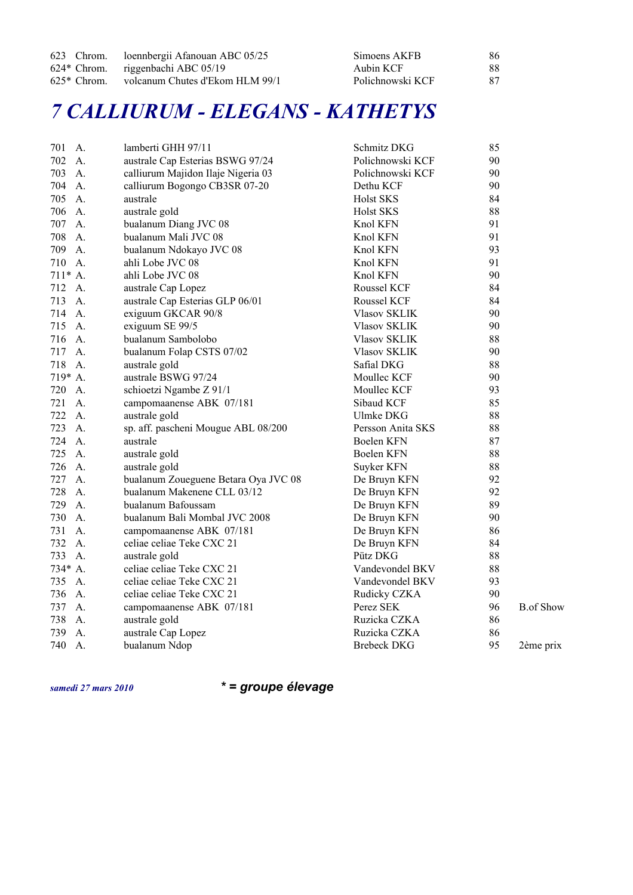| | | | | | |
|---|---|---|---|---|---|
| 623 | Chrom. | loennbergii Afanouan ABC 05/25 | Simoens AKFB | 86 | |
| 624* | Chrom. | riggenbachi ABC 05/19 | Aubin KCF | 88 | |
| 625* | Chrom. | volcanum Chutes d'Ekom HLM 99/1 | Polichnowski KCF | 87 | |

# *7 CALLIURUM - ELEGANS - KATHETYS*

| | | | | | |
|---|---|---|---|---|---|
| 701 | A. | lamberti GHH 97/11 | Schmitz DKG | 85 | |
| 702 | A. | australe Cap Esterias BSWG 97/24 | Polichnowski KCF | 90 | |
| 703 | A. | calliurum Majidon Ilaje Nigeria 03 | Polichnowski KCF | 90 | |
| 704 | A. | calliurum Bogongo CB3SR 07-20 | Dethu KCF | 90 | |
| 705 | A. | australe | Holst SKS | 84 | |
| 706 | A. | australe gold | Holst SKS | 88 | |
| 707 | A. | bualanum Diang JVC 08 | Knol KFN | 91 | |
| 708 | A. | bualanum Mali JVC 08 | Knol KFN | 91 | |
| 709 | A. | bualanum Ndokayo JVC 08 | Knol KFN | 93 | |
| 710 | A. | ahli Lobe JVC 08 | Knol KFN | 91 | |
| 711* | A. | ahli Lobe JVC 08 | Knol KFN | 90 | |
| 712 | A. | australe Cap Lopez | Roussel KCF | 84 | |
| 713 | A. | australe Cap Esterias GLP 06/01 | Roussel KCF | 84 | |
| 714 | A. | exiguum GKCAR 90/8 | Vlasov SKLIK | 90 | |
| 715 | A. | exiguum SE 99/5 | Vlasov SKLIK | 90 | |
| 716 | A. | bualanum Sambolobo | Vlasov SKLIK | 88 | |
| 717 | A. | bualanum Folap CSTS 07/02 | Vlasov SKLIK | 90 | |
| 718 | A. | australe gold | Safial DKG | 88 | |
| 719* | A. | australe BSWG 97/24 | Moullec KCF | 90 | |
| 720 | A. | schioetzi Ngambe Z 91/1 | Moullec KCF | 93 | |
| 721 | A. | campomaanense ABK 07/181 | Sibaud KCF | 85 | |
| 722 | A. | australe gold | Ulmke DKG | 88 | |
| 723 | A. | sp. aff. pascheni Mougue ABL 08/200 | Persson Anita SKS | 88 | |
| 724 | A. | australe | Boelen KFN | 87 | |
| 725 | A. | australe gold | Boelen KFN | 88 | |
| 726 | A. | australe gold | Suyker KFN | 88 | |
| 727 | A. | bualanum Zoueguene Betara Oya JVC 08 | De Bruyn KFN | 92 | |
| 728 | A. | bualanum Makenene CLL 03/12 | De Bruyn KFN | 92 | |
| 729 | A. | bualanum Bafoussam | De Bruyn KFN | 89 | |
| 730 | A. | bualanum Bali Mombal JVC 2008 | De Bruyn KFN | 90 | |
| 731 | A. | campomaanense ABK 07/181 | De Bruyn KFN | 86 | |
| 732 | A. | celiae celiae Teke CXC 21 | De Bruyn KFN | 84 | |
| 733 | A. | australe gold | Pütz DKG | 88 | |
| 734* | A. | celiae celiae Teke CXC 21 | Vandevondel BKV | 88 | |
| 735 | A. | celiae celiae Teke CXC 21 | Vandevondel BKV | 93 | |
| 736 | A. | celiae celiae Teke CXC 21 | Rudicky CZKA | 90 | |
| 737 | A. | campomaanense ABK 07/181 | Perez SEK | 96 | B.of Show |
| 738 | A. | australe gold | Ruzicka CZKA | 86 | |
| 739 | A. | australe Cap Lopez | Ruzicka CZKA | 86 | |
| 740 | A. | bualanum Ndop | Brebeck DKG | 95 | 2ème prix |

***\* = groupe élevage***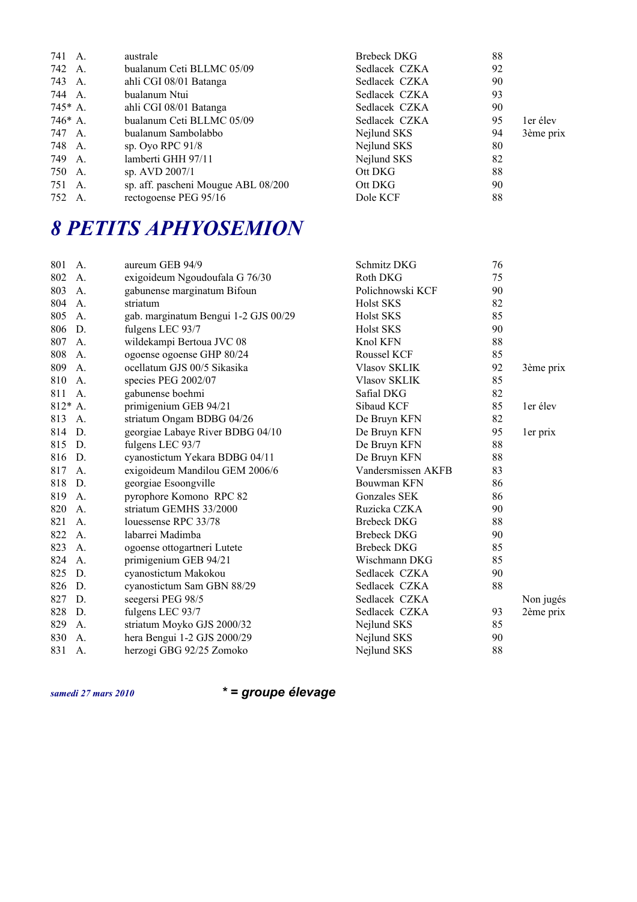| | | | | | |
|---|---|---|---|---|---|
| 741 | A. | australe | Brebeck DKG | 88 | |
| 742 | A. | bualanum Ceti BLLMC 05/09 | Sedlacek CZKA | 92 | |
| 743 | A. | ahli CGI 08/01 Batanga | Sedlacek CZKA | 90 | |
| 744 | A. | bualanum Ntui | Sedlacek CZKA | 93 | |
| 745* | A. | ahli CGI 08/01 Batanga | Sedlacek CZKA | 90 | |
| 746* | A. | bualanum Ceti BLLMC 05/09 | Sedlacek CZKA | 95 | 1er élev |
| 747 | A. | bualanum Sambolabbo | Nejlund SKS | 94 | 3ème prix |
| 748 | A. | sp. Oyo RPC 91/8 | Nejlund SKS | 80 | |
| 749 | A. | lamberti GHH 97/11 | Nejlund SKS | 82 | |
| 750 | A. | sp. AVD 2007/1 | Ott DKG | 88 | |
| 751 | A. | sp. aff. pascheni Mougue ABL 08/200 | Ott DKG | 90 | |
| 752 | A. | rectogoense PEG 95/16 | Dole KCF | 88 | |

# 8 PETITS APHYOSEMION

| | | | | | |
|---|---|---|---|---|---|
| 801 | A. | aureum GEB 94/9 | Schmitz DKG | 76 | |
| 802 | A. | exigoideum Ngoudoufala G 76/30 | Roth DKG | 75 | |
| 803 | A. | gabunense marginatum Bifoun | Polichnowski KCF | 90 | |
| 804 | A. | striatum | Holst SKS | 82 | |
| 805 | A. | gab. marginatum Bengui 1-2 GJS 00/29 | Holst SKS | 85 | |
| 806 | D. | fulgens LEC 93/7 | Holst SKS | 90 | |
| 807 | A. | wildekampi Bertoua JVC 08 | Knol KFN | 88 | |
| 808 | A. | ogoense ogoense GHP 80/24 | Roussel KCF | 85 | |
| 809 | A. | ocellatum GJS 00/5 Sikasika | Vlasov SKLIK | 92 | 3ème prix |
| 810 | A. | species PEG 2002/07 | Vlasov SKLIK | 85 | |
| 811 | A. | gabunense boehmi | Safial DKG | 82 | |
| 812* | A. | primigenium GEB 94/21 | Sibaud KCF | 85 | 1er élev |
| 813 | A. | striatum Ongam BDBG 04/26 | De Bruyn KFN | 82 | |
| 814 | D. | georgiae Labaye River BDBG 04/10 | De Bruyn KFN | 95 | 1er prix |
| 815 | D. | fulgens LEC 93/7 | De Bruyn KFN | 88 | |
| 816 | D. | cyanostictum Yekara BDBG 04/11 | De Bruyn KFN | 88 | |
| 817 | A. | exigoideum Mandilou GEM 2006/6 | Vandersmissen AKFB | 83 | |
| 818 | D. | georgiae Esoongville | Bouwman KFN | 86 | |
| 819 | A. | pyrophore Komono RPC 82 | Gonzales SEK | 86 | |
| 820 | A. | striatum GEMHS 33/2000 | Ruzicka CZKA | 90 | |
| 821 | A. | louessense RPC 33/78 | Brebeck DKG | 88 | |
| 822 | A. | labarrei Madimba | Brebeck DKG | 90 | |
| 823 | A. | ogoense ottogartneri Lutete | Brebeck DKG | 85 | |
| 824 | A. | primigenium GEB 94/21 | Wischmann DKG | 85 | |
| 825 | D. | cyanostictum Makokou | Sedlacek CZKA | 90 | |
| 826 | D. | cyanostictum Sam GBN 88/29 | Sedlacek CZKA | 88 | |
| 827 | D. | seegersi PEG 98/5 | Sedlacek CZKA | | Non jugés |
| 828 | D. | fulgens LEC 93/7 | Sedlacek CZKA | 93 | 2ème prix |
| 829 | A. | striatum Moyko GJS 2000/32 | Nejlund SKS | 85 | |
| 830 | A. | hera Bengui 1-2 GJS 2000/29 | Nejlund SKS | 90 | |
| 831 | A. | herzogi GBG 92/25 Zomoko | Nejlund SKS | 88 | |

*samedi 27 mars 2010* ***\* = groupe élevage***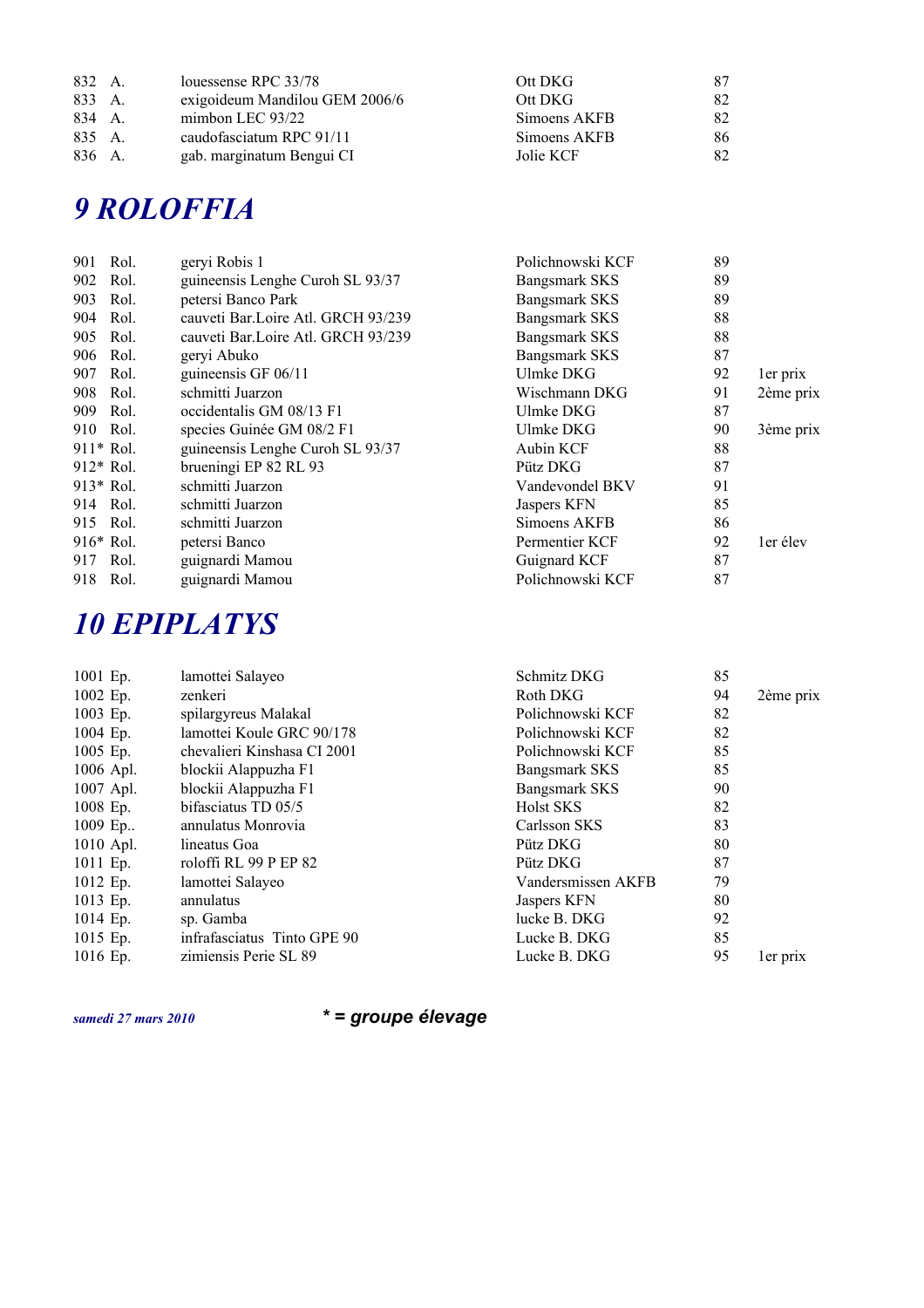| | | | | | |
|---|---|---|---|---|---|
| 832 | A. | louessense RPC 33/78 | Ott DKG | 87 | |
| 833 | A. | exigoideum Mandilou GEM 2006/6 | Ott DKG | 82 | |
| 834 | A. | mimbon LEC 93/22 | Simoens AKFB | 82 | |
| 835 | A. | caudofasciatum RPC 91/11 | Simoens AKFB | 86 | |
| 836 | A. | gab. marginatum Bengui CI | Jolie KCF | 82 | |

# *9 ROLOFFIA*

| | | | | | |
|---|---|---|---|---|---|
| 901 | Rol. | geryi Robis 1 | Polichnowski KCF | 89 | |
| 902 | Rol. | guineensis Lenghe Curoh SL 93/37 | Bangsmark SKS | 89 | |
| 903 | Rol. | petersi Banco Park | Bangsmark SKS | 89 | |
| 904 | Rol. | cauveti Bar.Loire Atl. GRCH 93/239 | Bangsmark SKS | 88 | |
| 905 | Rol. | cauveti Bar.Loire Atl. GRCH 93/239 | Bangsmark SKS | 88 | |
| 906 | Rol. | geryi Abuko | Bangsmark SKS | 87 | |
| 907 | Rol. | guineensis GF 06/11 | Ulmke DKG | 92 | 1er prix |
| 908 | Rol. | schmitti Juarzon | Wischmann DKG | 91 | 2ème prix |
| 909 | Rol. | occidentalis GM 08/13 F1 | Ulmke DKG | 87 | |
| 910 | Rol. | species Guinée GM 08/2 F1 | Ulmke DKG | 90 | 3ème prix |
| 911* | Rol. | guineensis Lenghe Curoh SL 93/37 | Aubin KCF | 88 | |
| 912* | Rol. | brueningi EP 82 RL 93 | Pütz DKG | 87 | |
| 913* | Rol. | schmitti Juarzon | Vandevondel BKV | 91 | |
| 914 | Rol. | schmitti Juarzon | Jaspers KFN | 85 | |
| 915 | Rol. | schmitti Juarzon | Simoens AKFB | 86 | |
| 916* | Rol. | petersi Banco | Permentier KCF | 92 | 1er élev |
| 917 | Rol. | guignardi Mamou | Guignard KCF | 87 | |
| 918 | Rol. | guignardi Mamou | Polichnowski KCF | 87 | |

# *10 EPIPLATYS*

| | | | | | |
|---|---|---|---|---|---|
| 1001 | Ep. | lamottei Salayeo | Schmitz DKG | 85 | |
| 1002 | Ep. | zenkeri | Roth DKG | 94 | 2ème prix |
| 1003 | Ep. | spilargyreus Malakal | Polichnowski KCF | 82 | |
| 1004 | Ep. | lamottei Koule GRC 90/178 | Polichnowski KCF | 82 | |
| 1005 | Ep. | chevalieri Kinshasa CI 2001 | Polichnowski KCF | 85 | |
| 1006 | Apl. | blockii Alappuzha F1 | Bangsmark SKS | 85 | |
| 1007 | Apl. | blockii Alappuzha F1 | Bangsmark SKS | 90 | |
| 1008 | Ep. | bifasciatus TD 05/5 | Holst SKS | 82 | |
| 1009 | Ep.. | annulatus Monrovia | Carlsson SKS | 83 | |
| 1010 | Apl. | lineatus Goa | Pütz DKG | 80 | |
| 1011 | Ep. | roloffi RL 99 P EP 82 | Pütz DKG | 87 | |
| 1012 | Ep. | lamottei Salayeo | Vandersmissen AKFB | 79 | |
| 1013 | Ep. | annulatus | Jaspers KFN | 80 | |
| 1014 | Ep. | sp. Gamba | lucke B. DKG | 92 | |
| 1015 | Ep. | infrafasciatus Tinto GPE 90 | Lucke B. DKG | 85 | |
| 1016 | Ep. | zimiensis Perie SL 89 | Lucke B. DKG | 95 | 1er prix |

***samedi 27 mars 2010*** **\* = groupe élevage**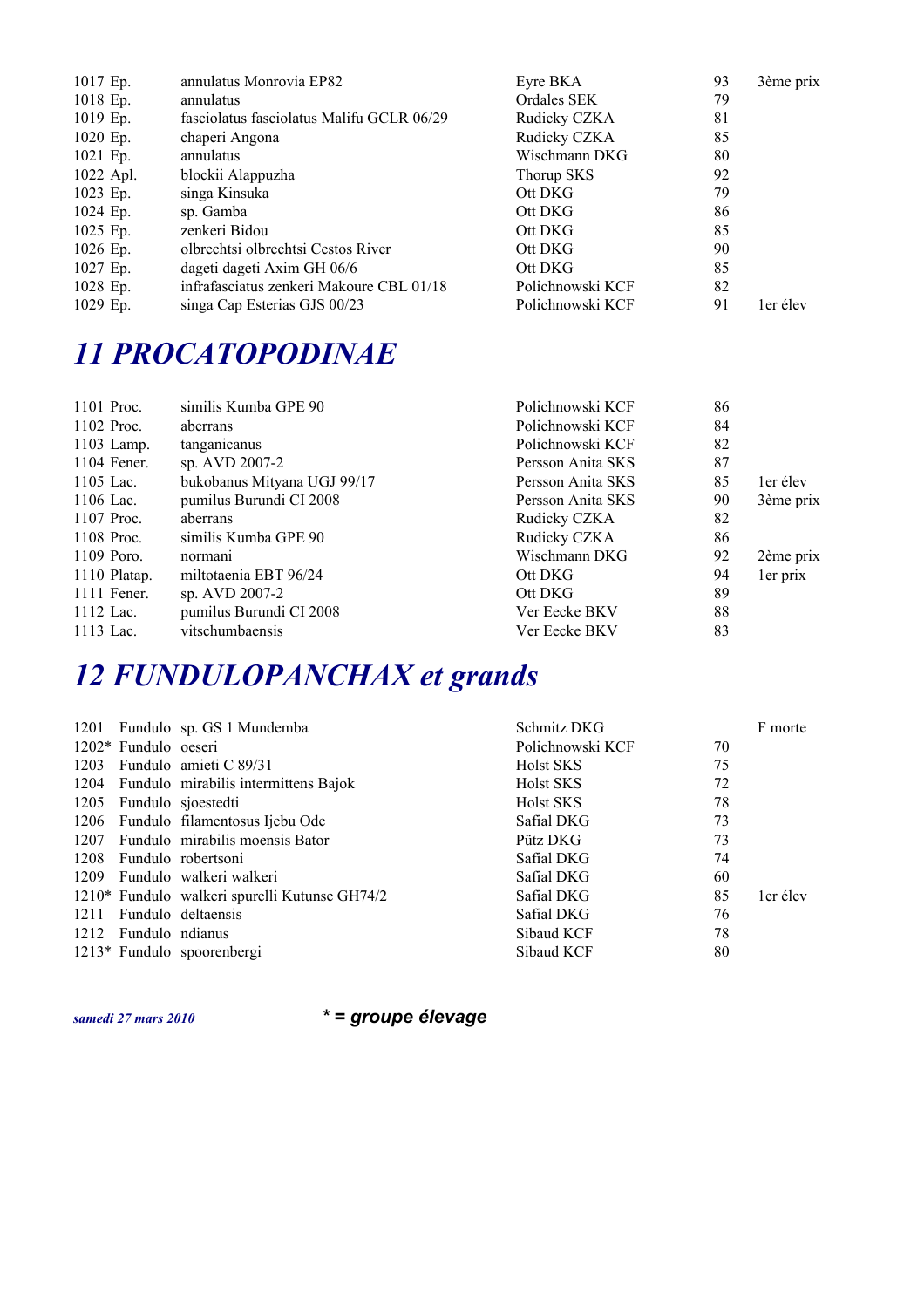| | | | | |
|---|---|---|---|---|
| 1017 Ep. | annulatus Monrovia EP82 | Eyre BKA | 93 | 3ème prix |
| 1018 Ep. | annulatus | Ordales SEK | 79 | |
| 1019 Ep. | fasciolatus fasciolatus Malifu GCLR 06/29 | Rudicky CZKA | 81 | |
| 1020 Ep. | chaperi Angona | Rudicky CZKA | 85 | |
| 1021 Ep. | annulatus | Wischmann DKG | 80 | |
| 1022 Apl. | blockii Alappuzha | Thorup SKS | 92 | |
| 1023 Ep. | singa Kinsuka | Ott DKG | 79 | |
| 1024 Ep. | sp. Gamba | Ott DKG | 86 | |
| 1025 Ep. | zenkeri Bidou | Ott DKG | 85 | |
| 1026 Ep. | olbrechtsi olbrechtsi Cestos River | Ott DKG | 90 | |
| 1027 Ep. | dageti dageti Axim GH 06/6 | Ott DKG | 85 | |
| 1028 Ep. | infrafasciatus zenkeri Makoure CBL 01/18 | Polichnowski KCF | 82 | |
| 1029 Ep. | singa Cap Esterias GJS 00/23 | Polichnowski KCF | 91 | 1er élev |

# *11 PROCATOPODINAE*

| | | | | |
|---|---|---|---|---|
| 1101 Proc. | similis Kumba GPE 90 | Polichnowski KCF | 86 | |
| 1102 Proc. | aberrans | Polichnowski KCF | 84 | |
| 1103 Lamp. | tanganicanus | Polichnowski KCF | 82 | |
| 1104 Fener. | sp. AVD 2007-2 | Persson Anita SKS | 87 | |
| 1105 Lac. | bukobanus Mityana UGJ 99/17 | Persson Anita SKS | 85 | 1er élev |
| 1106 Lac. | pumilus Burundi CI 2008 | Persson Anita SKS | 90 | 3ème prix |
| 1107 Proc. | aberrans | Rudicky CZKA | 82 | |
| 1108 Proc. | similis Kumba GPE 90 | Rudicky CZKA | 86 | |
| 1109 Poro. | normani | Wischmann DKG | 92 | 2ème prix |
| 1110 Platap. | miltotaenia EBT 96/24 | Ott DKG | 94 | 1er prix |
| 1111 Fener. | sp. AVD 2007-2 | Ott DKG | 89 | |
| 1112 Lac. | pumilus Burundi CI 2008 | Ver Eecke BKV | 88 | |
| 1113 Lac. | vitschumbaensis | Ver Eecke BKV | 83 | |

# *12 FUNDULOPANCHAX et grands*

| | | | | | |
|---|---|---|---|---|---|
| 1201 | Fundulo | sp. GS 1 Mundemba | Schmitz DKG | | F morte |
| 1202* | Fundulo | oeseri | Polichnowski KCF | 70 | |
| 1203 | Fundulo | amieti C 89/31 | Holst SKS | 75 | |
| 1204 | Fundulo | mirabilis intermittens Bajok | Holst SKS | 72 | |
| 1205 | Fundulo | sjoestedti | Holst SKS | 78 | |
| 1206 | Fundulo | filamentosus Ijebu Ode | Safial DKG | 73 | |
| 1207 | Fundulo | mirabilis moensis Bator | Pütz DKG | 73 | |
| 1208 | Fundulo | robertsoni | Safial DKG | 74 | |
| 1209 | Fundulo | walkeri walkeri | Safial DKG | 60 | |
| 1210* | Fundulo | walkeri spurelli Kutunse GH74/2 | Safial DKG | 85 | 1er élev |
| 1211 | Fundulo | deltaensis | Safial DKG | 76 | |
| 1212 | Fundulo | ndianus | Sibaud KCF | 78 | |
| 1213* | Fundulo | spoorenbergi | Sibaud KCF | 80 | |

***samedi 27 mars 2010***

***\* = groupe élevage***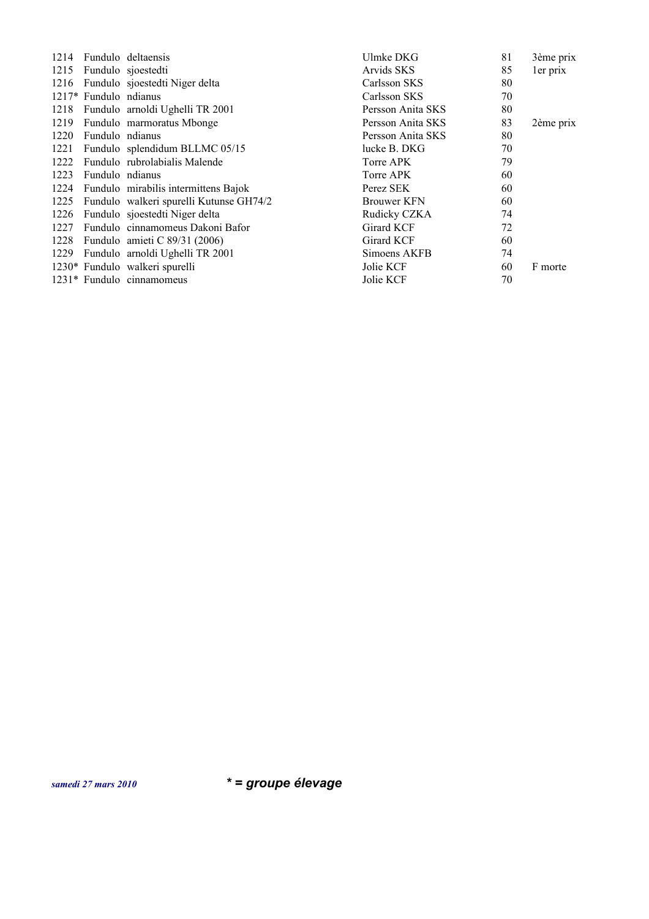| | | | | | |
|---|---|---|---|---|---|
| 1214 | Fundulo | deltaensis | Ulmke DKG | 81 | 3ème prix |
| 1215 | Fundulo | sjoestedti | Arvids SKS | 85 | 1er prix |
| 1216 | Fundulo | sjoestedti Niger delta | Carlsson SKS | 80 | |
| 1217* | Fundulo | ndianus | Carlsson SKS | 70 | |
| 1218 | Fundulo | arnoldi Ughelli TR 2001 | Persson Anita SKS | 80 | |
| 1219 | Fundulo | marmoratus Mbonge | Persson Anita SKS | 83 | 2ème prix |
| 1220 | Fundulo | ndianus | Persson Anita SKS | 80 | |
| 1221 | Fundulo | splendidum BLLMC 05/15 | lucke B. DKG | 70 | |
| 1222 | Fundulo | rubrolabialis Malende | Torre APK | 79 | |
| 1223 | Fundulo | ndianus | Torre APK | 60 | |
| 1224 | Fundulo | mirabilis intermittens Bajok | Perez SEK | 60 | |
| 1225 | Fundulo | walkeri spurelli Kutunse GH74/2 | Brouwer KFN | 60 | |
| 1226 | Fundulo | sjoestedti Niger delta | Rudicky CZKA | 74 | |
| 1227 | Fundulo | cinnamomeus Dakoni Bafor | Girard KCF | 72 | |
| 1228 | Fundulo | amieti C 89/31 (2006) | Girard KCF | 60 | |
| 1229 | Fundulo | arnoldi Ughelli TR 2001 | Simoens AKFB | 74 | |
| 1230* | Fundulo | walkeri spurelli | Jolie KCF | 60 | F morte |
| 1231* | Fundulo | cinnamomeus | Jolie KCF | 70 | |

*samedi 27 mars 2010*

***\* = groupe élevage***